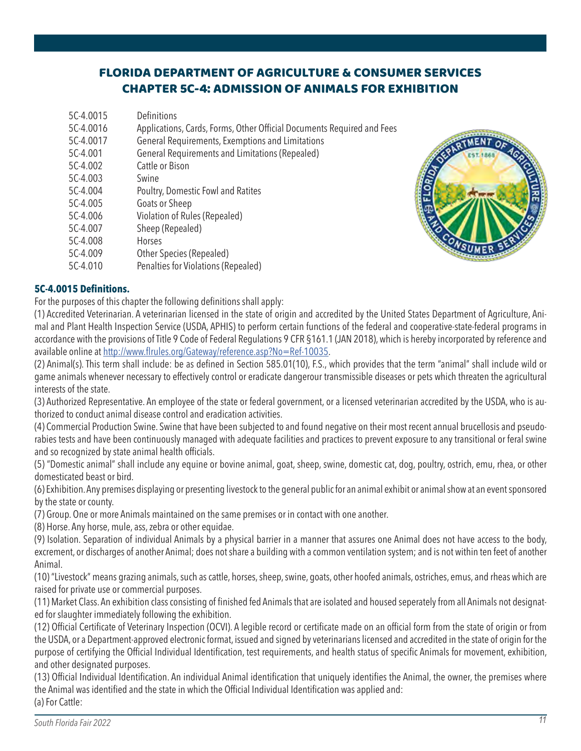# FLORIDA DEPARTMENT OF AGRICULTURE & CONSUMER SERVICES
# CHAPTER 5C-4: ADMISSION OF ANIMALS FOR EXHIBITION

| | |
|---|---|
| 5C-4.0015 | Definitions |
| 5C-4.0016 | Applications, Cards, Forms, Other Official Documents Required and Fees |
| 5C-4.0017 | General Requirements, Exemptions and Limitations |
| 5C-4.001 | General Requirements and Limitations (Repealed) |
| 5C-4.002 | Cattle or Bison |
| 5C-4.003 | Swine |
| 5C-4.004 | Poultry, Domestic Fowl and Ratites |
| 5C-4.005 | Goats or Sheep |
| 5C-4.006 | Violation of Rules (Repealed) |
| 5C-4.007 | Sheep (Repealed) |
| 5C-4.008 | Horses |
| 5C-4.009 | Other Species (Repealed) |
| 5C-4.010 | Penalties for Violations (Repealed) |

**5C-4.0015 Definitions.**

For the purposes of this chapter the following definitions shall apply:

(1) Accredited Veterinarian. A veterinarian licensed in the state of origin and accredited by the United States Department of Agriculture, Animal and Plant Health Inspection Service (USDA, APHIS) to perform certain functions of the federal and cooperative-state-federal programs in accordance with the provisions of Title 9 Code of Federal Regulations 9 CFR §161.1 (JAN 2018), which is hereby incorporated by reference and available online at http://www.flrules.org/Gateway/reference.asp?No=Ref-10035.

(2) Animal(s). This term shall include: be as defined in Section 585.01(10), F.S., which provides that the term "animal" shall include wild or game animals whenever necessary to effectively control or eradicate dangerour transmissible diseases or pets which threaten the agricultural interests of the state.

(3) Authorized Representative. An employee of the state or federal government, or a licensed veterinarian accredited by the USDA, who is authorized to conduct animal disease control and eradication activities.

(4) Commercial Production Swine. Swine that have been subjected to and found negative on their most recent annual brucellosis and pseudorabies tests and have been continuously managed with adequate facilities and practices to prevent exposure to any transitional or feral swine and so recognized by state animal health officials.

(5) "Domestic animal" shall include any equine or bovine animal, goat, sheep, swine, domestic cat, dog, poultry, ostrich, emu, rhea, or other domesticated beast or bird.

(6) Exhibition. Any premises displaying or presenting livestock to the general public for an animal exhibit or animal show at an event sponsored by the state or county.

(7) Group. One or more Animals maintained on the same premises or in contact with one another.

(8) Horse. Any horse, mule, ass, zebra or other equidae.

(9) Isolation. Separation of individual Animals by a physical barrier in a manner that assures one Animal does not have access to the body, excrement, or discharges of another Animal; does not share a building with a common ventilation system; and is not within ten feet of another Animal.

(10) "Livestock" means grazing animals, such as cattle, horses, sheep, swine, goats, other hoofed animals, ostriches, emus, and rheas which are raised for private use or commercial purposes.

(11) Market Class. An exhibition class consisting of finished fed Animals that are isolated and housed seperately from all Animals not designated for slaughter immediately following the exhibition.

(12) Official Certificate of Veterinary Inspection (OCVI). A legible record or certificate made on an official form from the state of origin or from the USDA, or a Department-approved electronic format, issued and signed by veterinarians licensed and accredited in the state of origin for the purpose of certifying the Official Individual Identification, test requirements, and health status of specific Animals for movement, exhibition, and other designated purposes.

(13) Official Individual Identification. An individual Animal identification that uniquely identifies the Animal, the owner, the premises where the Animal was identified and the state in which the Official Individual Identification was applied and:

(a) For Cattle: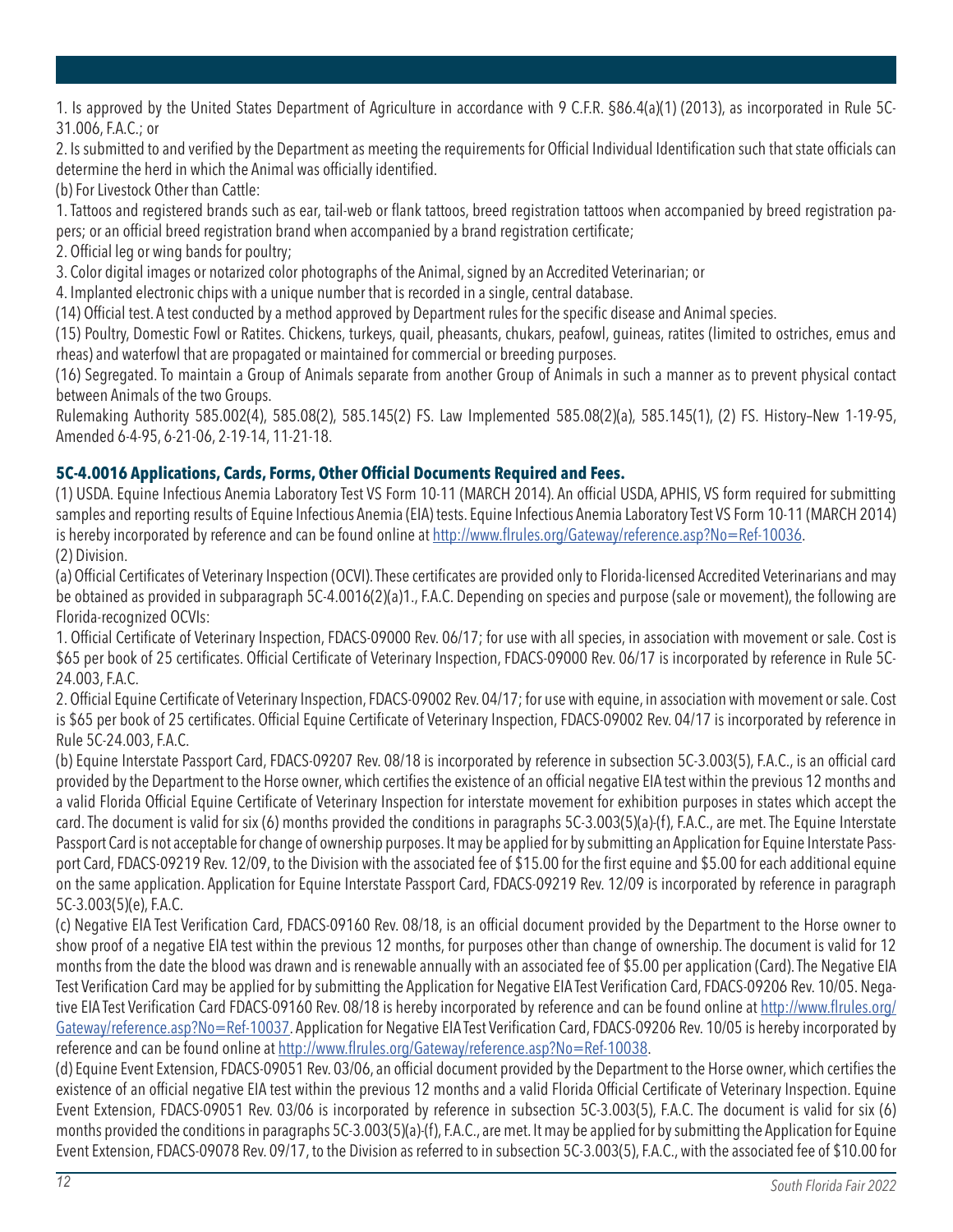1. Is approved by the United States Department of Agriculture in accordance with 9 C.F.R. §86.4(a)(1) (2013), as incorporated in Rule 5C-31.006, F.A.C.; or

2. Is submitted to and verified by the Department as meeting the requirements for Official Individual Identification such that state officials can determine the herd in which the Animal was officially identified.

(b) For Livestock Other than Cattle:

1. Tattoos and registered brands such as ear, tail-web or flank tattoos, breed registration tattoos when accompanied by breed registration papers; or an official breed registration brand when accompanied by a brand registration certificate;

2. Official leg or wing bands for poultry;

3. Color digital images or notarized color photographs of the Animal, signed by an Accredited Veterinarian; or

4. Implanted electronic chips with a unique number that is recorded in a single, central database.

(14) Official test. A test conducted by a method approved by Department rules for the specific disease and Animal species.

(15) Poultry, Domestic Fowl or Ratites. Chickens, turkeys, quail, pheasants, chukars, peafowl, guineas, ratites (limited to ostriches, emus and rheas) and waterfowl that are propagated or maintained for commercial or breeding purposes.

(16) Segregated. To maintain a Group of Animals separate from another Group of Animals in such a manner as to prevent physical contact between Animals of the two Groups.

Rulemaking Authority 585.002(4), 585.08(2), 585.145(2) FS. Law Implemented 585.08(2)(a), 585.145(1), (2) FS. History–New 1-19-95, Amended 6-4-95, 6-21-06, 2-19-14, 11-21-18.

### 5C-4.0016 Applications, Cards, Forms, Other Official Documents Required and Fees.

(1) USDA. Equine Infectious Anemia Laboratory Test VS Form 10-11 (MARCH 2014). An official USDA, APHIS, VS form required for submitting samples and reporting results of Equine Infectious Anemia (EIA) tests. Equine Infectious Anemia Laboratory Test VS Form 10-11 (MARCH 2014) is hereby incorporated by reference and can be found online at http://www.flrules.org/Gateway/reference.asp?No=Ref-10036.

(2) Division.

(a) Official Certificates of Veterinary Inspection (OCVI). These certificates are provided only to Florida-licensed Accredited Veterinarians and may be obtained as provided in subparagraph 5C-4.0016(2)(a)1., F.A.C. Depending on species and purpose (sale or movement), the following are Florida-recognized OCVIs:

1. Official Certificate of Veterinary Inspection, FDACS-09000 Rev. 06/17; for use with all species, in association with movement or sale. Cost is \$65 per book of 25 certificates. Official Certificate of Veterinary Inspection, FDACS-09000 Rev. 06/17 is incorporated by reference in Rule 5C-24.003, F.A.C.

2. Official Equine Certificate of Veterinary Inspection, FDACS-09002 Rev. 04/17; for use with equine, in association with movement or sale. Cost is \$65 per book of 25 certificates. Official Equine Certificate of Veterinary Inspection, FDACS-09002 Rev. 04/17 is incorporated by reference in Rule 5C-24.003, F.A.C.

(b) Equine Interstate Passport Card, FDACS-09207 Rev. 08/18 is incorporated by reference in subsection 5C-3.003(5), F.A.C., is an official card provided by the Department to the Horse owner, which certifies the existence of an official negative EIA test within the previous 12 months and a valid Florida Official Equine Certificate of Veterinary Inspection for interstate movement for exhibition purposes in states which accept the card. The document is valid for six (6) months provided the conditions in paragraphs 5C-3.003(5)(a)-(f), F.A.C., are met. The Equine Interstate Passport Card is not acceptable for change of ownership purposes. It may be applied for by submitting an Application for Equine Interstate Passport Card, FDACS-09219 Rev. 12/09, to the Division with the associated fee of \$15.00 for the first equine and \$5.00 for each additional equine on the same application. Application for Equine Interstate Passport Card, FDACS-09219 Rev. 12/09 is incorporated by reference in paragraph 5C-3.003(5)(e), F.A.C.

(c) Negative EIA Test Verification Card, FDACS-09160 Rev. 08/18, is an official document provided by the Department to the Horse owner to show proof of a negative EIA test within the previous 12 months, for purposes other than change of ownership. The document is valid for 12 months from the date the blood was drawn and is renewable annually with an associated fee of \$5.00 per application (Card). The Negative EIA Test Verification Card may be applied for by submitting the Application for Negative EIA Test Verification Card, FDACS-09206 Rev. 10/05. Negative EIA Test Verification Card FDACS-09160 Rev. 08/18 is hereby incorporated by reference and can be found online at http://www.flrules.org/Gateway/reference.asp?No=Ref-10037. Application for Negative EIA Test Verification Card, FDACS-09206 Rev. 10/05 is hereby incorporated by reference and can be found online at http://www.flrules.org/Gateway/reference.asp?No=Ref-10038.

(d) Equine Event Extension, FDACS-09051 Rev. 03/06, an official document provided by the Department to the Horse owner, which certifies the existence of an official negative EIA test within the previous 12 months and a valid Florida Official Certificate of Veterinary Inspection. Equine Event Extension, FDACS-09051 Rev. 03/06 is incorporated by reference in subsection 5C-3.003(5), F.A.C. The document is valid for six (6) months provided the conditions in paragraphs 5C-3.003(5)(a)-(f), F.A.C., are met. It may be applied for by submitting the Application for Equine Event Extension, FDACS-09078 Rev. 09/17, to the Division as referred to in subsection 5C-3.003(5), F.A.C., with the associated fee of \$10.00 for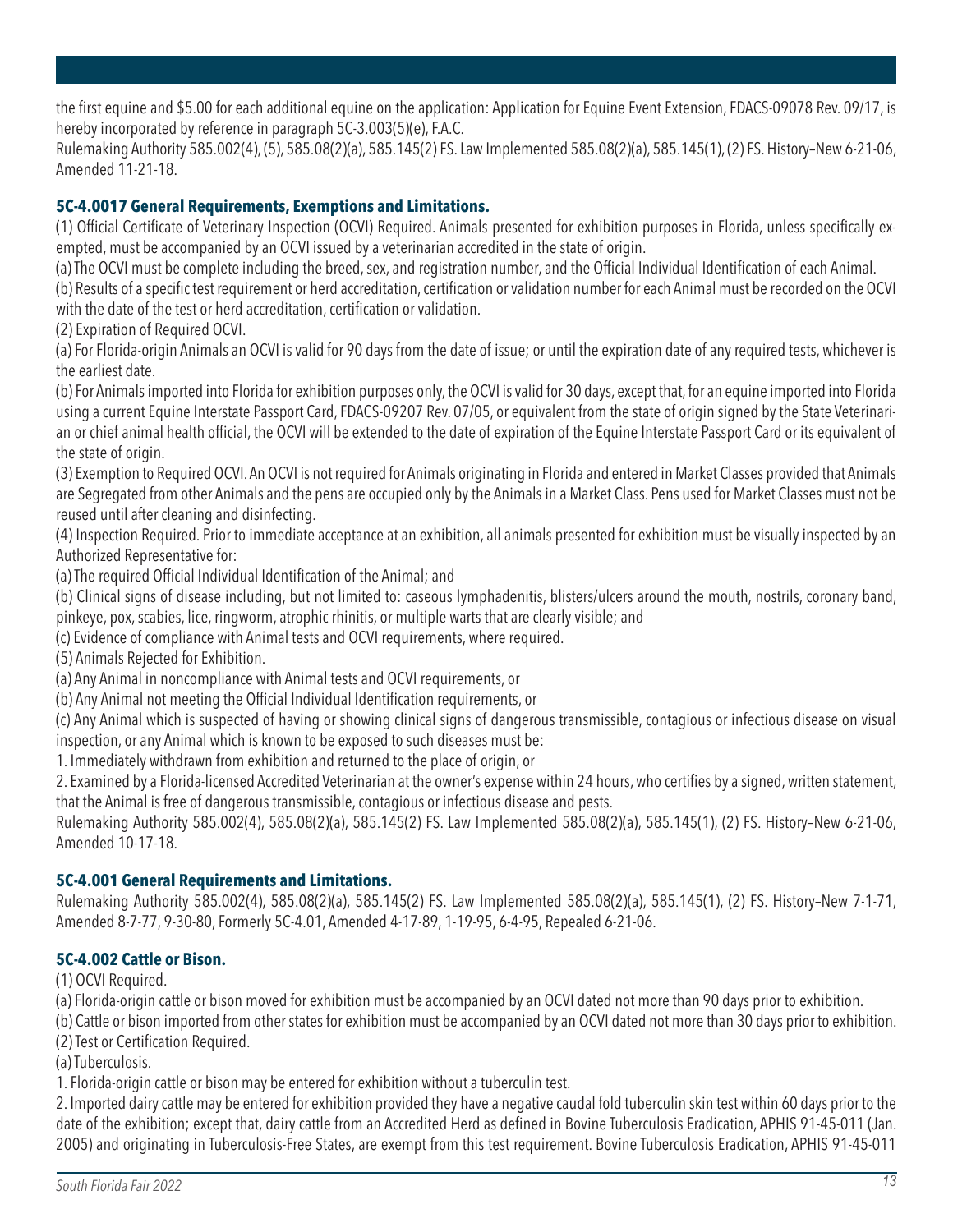the first equine and $5.00 for each additional equine on the application: Application for Equine Event Extension, FDACS-09078 Rev. 09/17, is hereby incorporated by reference in paragraph 5C-3.003(5)(e), F.A.C.

Rulemaking Authority 585.002(4), (5), 585.08(2)(a), 585.145(2) FS. Law Implemented 585.08(2)(a), 585.145(1), (2) FS. History–New 6-21-06, Amended 11-21-18.

### 5C-4.0017 General Requirements, Exemptions and Limitations.

(1) Official Certificate of Veterinary Inspection (OCVI) Required. Animals presented for exhibition purposes in Florida, unless specifically exempted, must be accompanied by an OCVI issued by a veterinarian accredited in the state of origin.

(a) The OCVI must be complete including the breed, sex, and registration number, and the Official Individual Identification of each Animal.

(b) Results of a specific test requirement or herd accreditation, certification or validation number for each Animal must be recorded on the OCVI with the date of the test or herd accreditation, certification or validation.

(2) Expiration of Required OCVI.

(a) For Florida-origin Animals an OCVI is valid for 90 days from the date of issue; or until the expiration date of any required tests, whichever is the earliest date.

(b) For Animals imported into Florida for exhibition purposes only, the OCVI is valid for 30 days, except that, for an equine imported into Florida using a current Equine Interstate Passport Card, FDACS-09207 Rev. 07/05, or equivalent from the state of origin signed by the State Veterinarian or chief animal health official, the OCVI will be extended to the date of expiration of the Equine Interstate Passport Card or its equivalent of the state of origin.

(3) Exemption to Required OCVI. An OCVI is not required for Animals originating in Florida and entered in Market Classes provided that Animals are Segregated from other Animals and the pens are occupied only by the Animals in a Market Class. Pens used for Market Classes must not be reused until after cleaning and disinfecting.

(4) Inspection Required. Prior to immediate acceptance at an exhibition, all animals presented for exhibition must be visually inspected by an Authorized Representative for:

(a) The required Official Individual Identification of the Animal; and

(b) Clinical signs of disease including, but not limited to: caseous lymphadenitis, blisters/ulcers around the mouth, nostrils, coronary band, pinkeye, pox, scabies, lice, ringworm, atrophic rhinitis, or multiple warts that are clearly visible; and

(c) Evidence of compliance with Animal tests and OCVI requirements, where required.

(5) Animals Rejected for Exhibition.

(a) Any Animal in noncompliance with Animal tests and OCVI requirements, or

(b) Any Animal not meeting the Official Individual Identification requirements, or

(c) Any Animal which is suspected of having or showing clinical signs of dangerous transmissible, contagious or infectious disease on visual inspection, or any Animal which is known to be exposed to such diseases must be:

1. Immediately withdrawn from exhibition and returned to the place of origin, or

2. Examined by a Florida-licensed Accredited Veterinarian at the owner's expense within 24 hours, who certifies by a signed, written statement, that the Animal is free of dangerous transmissible, contagious or infectious disease and pests.

Rulemaking Authority 585.002(4), 585.08(2)(a), 585.145(2) FS. Law Implemented 585.08(2)(a), 585.145(1), (2) FS. History–New 6-21-06, Amended 10-17-18.

### 5C-4.001 General Requirements and Limitations.

Rulemaking Authority 585.002(4), 585.08(2)(a), 585.145(2) FS. Law Implemented 585.08(2)(a), 585.145(1), (2) FS. History–New 7-1-71, Amended 8-7-77, 9-30-80, Formerly 5C-4.01, Amended 4-17-89, 1-19-95, 6-4-95, Repealed 6-21-06.

### 5C-4.002 Cattle or Bison.

(1) OCVI Required.

(a) Florida-origin cattle or bison moved for exhibition must be accompanied by an OCVI dated not more than 90 days prior to exhibition.

(b) Cattle or bison imported from other states for exhibition must be accompanied by an OCVI dated not more than 30 days prior to exhibition.

(2) Test or Certification Required.

(a) Tuberculosis.

1. Florida-origin cattle or bison may be entered for exhibition without a tuberculin test.

2. Imported dairy cattle may be entered for exhibition provided they have a negative caudal fold tuberculin skin test within 60 days prior to the date of the exhibition; except that, dairy cattle from an Accredited Herd as defined in Bovine Tuberculosis Eradication, APHIS 91-45-011 (Jan. 2005) and originating in Tuberculosis-Free States, are exempt from this test requirement. Bovine Tuberculosis Eradication, APHIS 91-45-011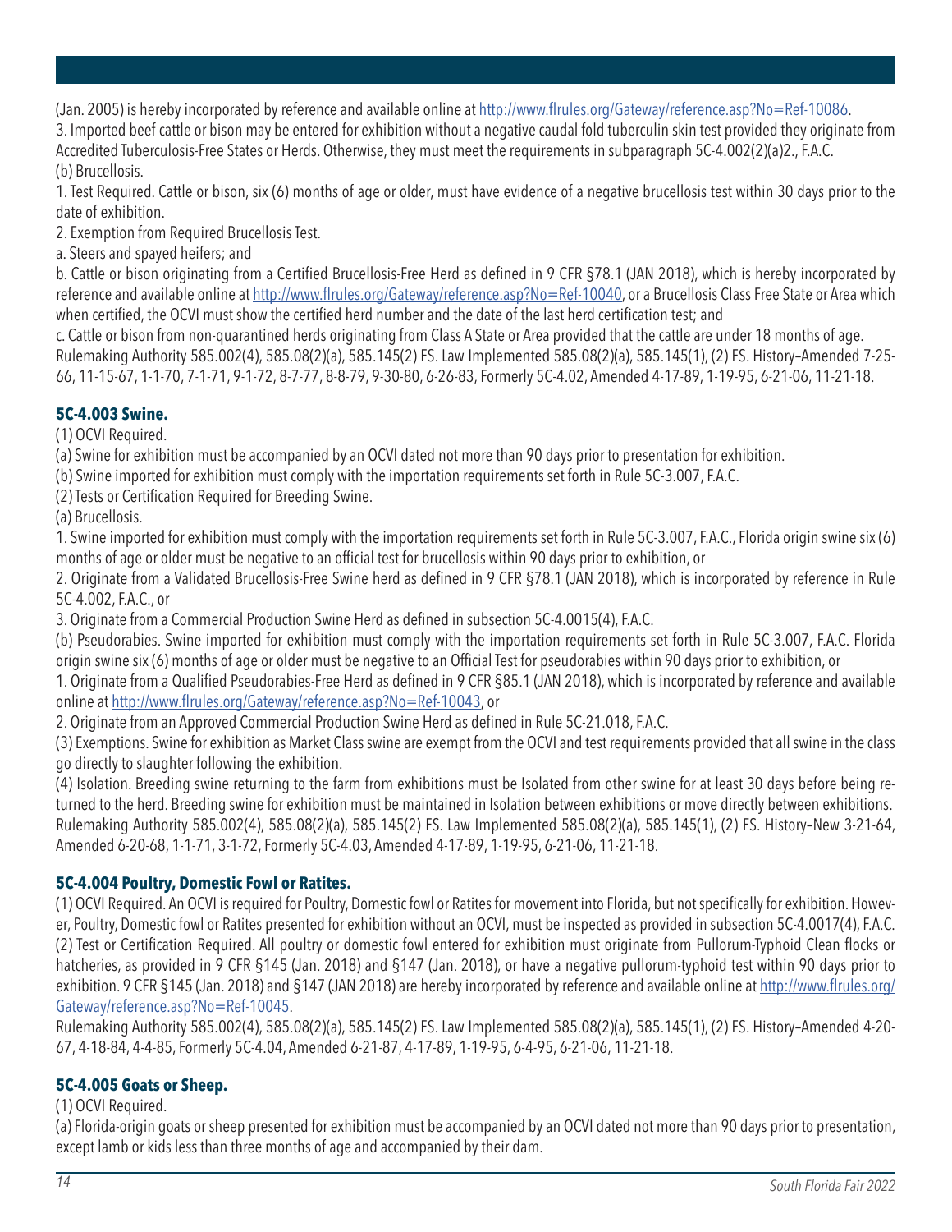(Jan. 2005) is hereby incorporated by reference and available online at [http://www.flrules.org/Gateway/reference.asp?No=Ref-10086](http://www.flrules.org/Gateway/reference.asp?No=Ref-10086).

3. Imported beef cattle or bison may be entered for exhibition without a negative caudal fold tuberculin skin test provided they originate from Accredited Tuberculosis-Free States or Herds. Otherwise, they must meet the requirements in subparagraph 5C-4.002(2)(a)2., F.A.C.

(b) Brucellosis.

1. Test Required. Cattle or bison, six (6) months of age or older, must have evidence of a negative brucellosis test within 30 days prior to the date of exhibition.

2. Exemption from Required Brucellosis Test.

a. Steers and spayed heifers; and

b. Cattle or bison originating from a Certified Brucellosis-Free Herd as defined in 9 CFR §78.1 (JAN 2018), which is hereby incorporated by reference and available online at [http://www.flrules.org/Gateway/reference.asp?No=Ref-10040](http://www.flrules.org/Gateway/reference.asp?No=Ref-10040), or a Brucellosis Class Free State or Area which when certified, the OCVI must show the certified herd number and the date of the last herd certification test; and

c. Cattle or bison from non-quarantined herds originating from Class A State or Area provided that the cattle are under 18 months of age.

Rulemaking Authority 585.002(4), 585.08(2)(a), 585.145(2) FS. Law Implemented 585.08(2)(a), 585.145(1), (2) FS. History–Amended 7-25-66, 11-15-67, 1-1-70, 7-1-71, 9-1-72, 8-7-77, 8-8-79, 9-30-80, 6-26-83, Formerly 5C-4.02, Amended 4-17-89, 1-19-95, 6-21-06, 11-21-18.

### 5C-4.003 Swine.

(1) OCVI Required.

(a) Swine for exhibition must be accompanied by an OCVI dated not more than 90 days prior to presentation for exhibition.

(b) Swine imported for exhibition must comply with the importation requirements set forth in Rule 5C-3.007, F.A.C.

(2) Tests or Certification Required for Breeding Swine.

(a) Brucellosis.

1. Swine imported for exhibition must comply with the importation requirements set forth in Rule 5C-3.007, F.A.C., Florida origin swine six (6) months of age or older must be negative to an official test for brucellosis within 90 days prior to exhibition, or

2. Originate from a Validated Brucellosis-Free Swine herd as defined in 9 CFR §78.1 (JAN 2018), which is incorporated by reference in Rule 5C-4.002, F.A.C., or

3. Originate from a Commercial Production Swine Herd as defined in subsection 5C-4.0015(4), F.A.C.

(b) Pseudorabies. Swine imported for exhibition must comply with the importation requirements set forth in Rule 5C-3.007, F.A.C. Florida origin swine six (6) months of age or older must be negative to an Official Test for pseudorabies within 90 days prior to exhibition, or

1. Originate from a Qualified Pseudorabies-Free Herd as defined in 9 CFR §85.1 (JAN 2018), which is incorporated by reference and available online at [http://www.flrules.org/Gateway/reference.asp?No=Ref-10043](http://www.flrules.org/Gateway/reference.asp?No=Ref-10043), or

2. Originate from an Approved Commercial Production Swine Herd as defined in Rule 5C-21.018, F.A.C.

(3) Exemptions. Swine for exhibition as Market Class swine are exempt from the OCVI and test requirements provided that all swine in the class go directly to slaughter following the exhibition.

(4) Isolation. Breeding swine returning to the farm from exhibitions must be Isolated from other swine for at least 30 days before being returned to the herd. Breeding swine for exhibition must be maintained in Isolation between exhibitions or move directly between exhibitions.

Rulemaking Authority 585.002(4), 585.08(2)(a), 585.145(2) FS. Law Implemented 585.08(2)(a), 585.145(1), (2) FS. History–New 3-21-64, Amended 6-20-68, 1-1-71, 3-1-72, Formerly 5C-4.03, Amended 4-17-89, 1-19-95, 6-21-06, 11-21-18.

### 5C-4.004 Poultry, Domestic Fowl or Ratites.

(1) OCVI Required. An OCVI is required for Poultry, Domestic fowl or Ratites for movement into Florida, but not specifically for exhibition. However, Poultry, Domestic fowl or Ratites presented for exhibition without an OCVI, must be inspected as provided in subsection 5C-4.0017(4), F.A.C.

(2) Test or Certification Required. All poultry or domestic fowl entered for exhibition must originate from Pullorum-Typhoid Clean flocks or hatcheries, as provided in 9 CFR §145 (Jan. 2018) and §147 (Jan. 2018), or have a negative pullorum-typhoid test within 90 days prior to exhibition. 9 CFR §145 (Jan. 2018) and §147 (JAN 2018) are hereby incorporated by reference and available online at [http://www.flrules.org/Gateway/reference.asp?No=Ref-10045](http://www.flrules.org/Gateway/reference.asp?No=Ref-10045).

Rulemaking Authority 585.002(4), 585.08(2)(a), 585.145(2) FS. Law Implemented 585.08(2)(a), 585.145(1), (2) FS. History–Amended 4-20-67, 4-18-84, 4-4-85, Formerly 5C-4.04, Amended 6-21-87, 4-17-89, 1-19-95, 6-4-95, 6-21-06, 11-21-18.

### 5C-4.005 Goats or Sheep.

(1) OCVI Required.

(a) Florida-origin goats or sheep presented for exhibition must be accompanied by an OCVI dated not more than 90 days prior to presentation, except lamb or kids less than three months of age and accompanied by their dam.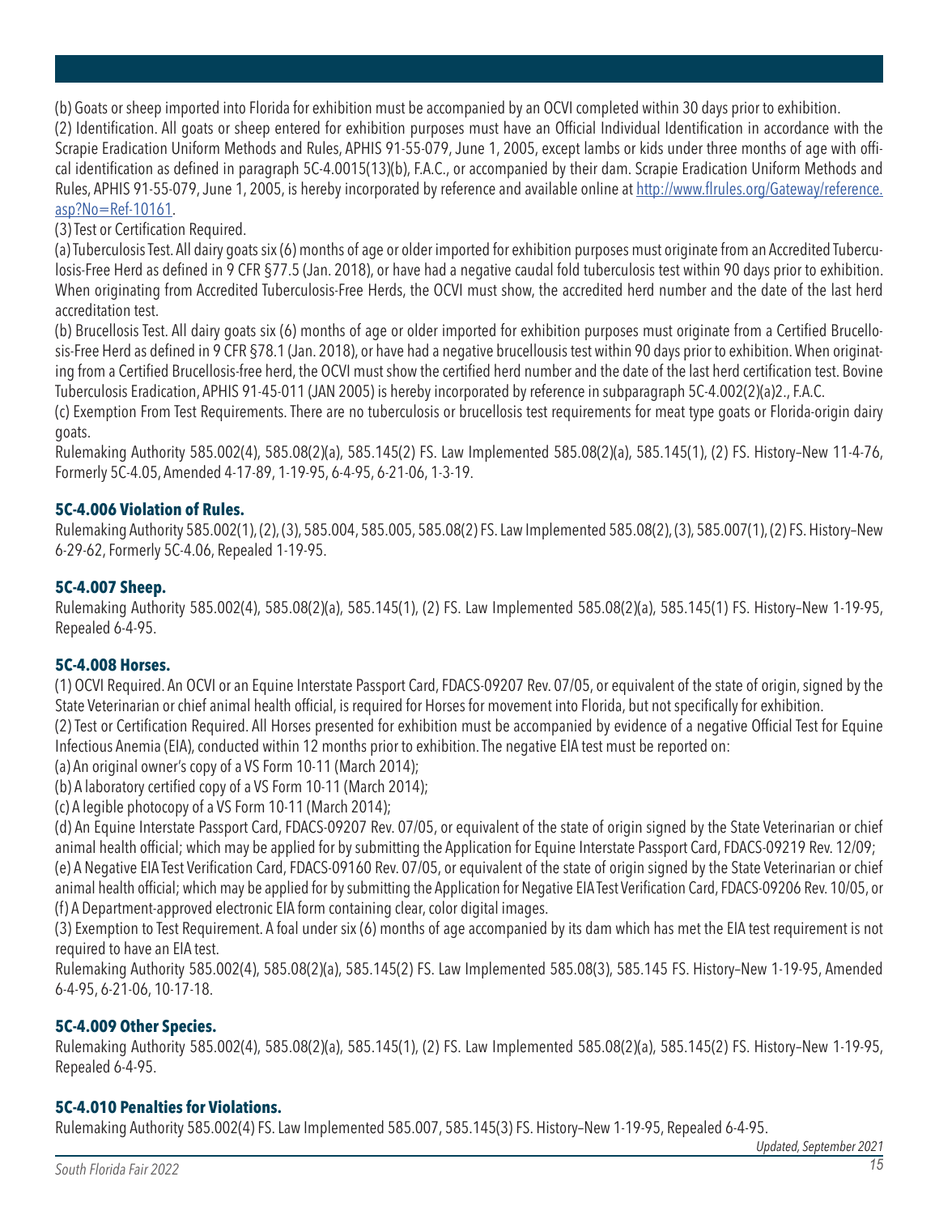(b) Goats or sheep imported into Florida for exhibition must be accompanied by an OCVI completed within 30 days prior to exhibition.

(2) Identification. All goats or sheep entered for exhibition purposes must have an Official Individual Identification in accordance with the Scrapie Eradication Uniform Methods and Rules, APHIS 91-55-079, June 1, 2005, except lambs or kids under three months of age with official identification as defined in paragraph 5C-4.0015(13)(b), F.A.C., or accompanied by their dam. Scrapie Eradication Uniform Methods and Rules, APHIS 91-55-079, June 1, 2005, is hereby incorporated by reference and available online at [http://www.flrules.org/Gateway/reference.asp?No=Ref-10161](http://www.flrules.org/Gateway/reference.asp?No=Ref-10161).

(3) Test or Certification Required.

(a) Tuberculosis Test. All dairy goats six (6) months of age or older imported for exhibition purposes must originate from an Accredited Tuberculosis-Free Herd as defined in 9 CFR §77.5 (Jan. 2018), or have had a negative caudal fold tuberculosis test within 90 days prior to exhibition. When originating from Accredited Tuberculosis-Free Herds, the OCVI must show, the accredited herd number and the date of the last herd accreditation test.

(b) Brucellosis Test. All dairy goats six (6) months of age or older imported for exhibition purposes must originate from a Certified Brucellosis-Free Herd as defined in 9 CFR §78.1 (Jan. 2018), or have had a negative brucellousis test within 90 days prior to exhibition. When originating from a Certified Brucellosis-free herd, the OCVI must show the certified herd number and the date of the last herd certification test. Bovine Tuberculosis Eradication, APHIS 91-45-011 (JAN 2005) is hereby incorporated by reference in subparagraph 5C-4.002(2)(a)2., F.A.C.

(c) Exemption From Test Requirements. There are no tuberculosis or brucellosis test requirements for meat type goats or Florida-origin dairy goats.

Rulemaking Authority 585.002(4), 585.08(2)(a), 585.145(2) FS. Law Implemented 585.08(2)(a), 585.145(1), (2) FS. History–New 11-4-76, Formerly 5C-4.05, Amended 4-17-89, 1-19-95, 6-4-95, 6-21-06, 1-3-19.

### 5C-4.006 Violation of Rules.

Rulemaking Authority 585.002(1), (2), (3), 585.004, 585.005, 585.08(2) FS. Law Implemented 585.08(2), (3), 585.007(1), (2) FS. History–New 6-29-62, Formerly 5C-4.06, Repealed 1-19-95.

### 5C-4.007 Sheep.

Rulemaking Authority 585.002(4), 585.08(2)(a), 585.145(1), (2) FS. Law Implemented 585.08(2)(a), 585.145(1) FS. History–New 1-19-95, Repealed 6-4-95.

### 5C-4.008 Horses.

(1) OCVI Required. An OCVI or an Equine Interstate Passport Card, FDACS-09207 Rev. 07/05, or equivalent of the state of origin, signed by the State Veterinarian or chief animal health official, is required for Horses for movement into Florida, but not specifically for exhibition.

(2) Test or Certification Required. All Horses presented for exhibition must be accompanied by evidence of a negative Official Test for Equine Infectious Anemia (EIA), conducted within 12 months prior to exhibition. The negative EIA test must be reported on:

(a) An original owner's copy of a VS Form 10-11 (March 2014);

(b) A laboratory certified copy of a VS Form 10-11 (March 2014);

(c) A legible photocopy of a VS Form 10-11 (March 2014);

(d) An Equine Interstate Passport Card, FDACS-09207 Rev. 07/05, or equivalent of the state of origin signed by the State Veterinarian or chief animal health official; which may be applied for by submitting the Application for Equine Interstate Passport Card, FDACS-09219 Rev. 12/09;

(e) A Negative EIA Test Verification Card, FDACS-09160 Rev. 07/05, or equivalent of the state of origin signed by the State Veterinarian or chief animal health official; which may be applied for by submitting the Application for Negative EIA Test Verification Card, FDACS-09206 Rev. 10/05, or

(f) A Department-approved electronic EIA form containing clear, color digital images.

(3) Exemption to Test Requirement. A foal under six (6) months of age accompanied by its dam which has met the EIA test requirement is not required to have an EIA test.

Rulemaking Authority 585.002(4), 585.08(2)(a), 585.145(2) FS. Law Implemented 585.08(3), 585.145 FS. History–New 1-19-95, Amended 6-4-95, 6-21-06, 10-17-18.

### 5C-4.009 Other Species.

Rulemaking Authority 585.002(4), 585.08(2)(a), 585.145(1), (2) FS. Law Implemented 585.08(2)(a), 585.145(2) FS. History–New 1-19-95, Repealed 6-4-95.

### 5C-4.010 Penalties for Violations.

Rulemaking Authority 585.002(4) FS. Law Implemented 585.007, 585.145(3) FS. History–New 1-19-95, Repealed 6-4-95.

*Updated, September 2021*